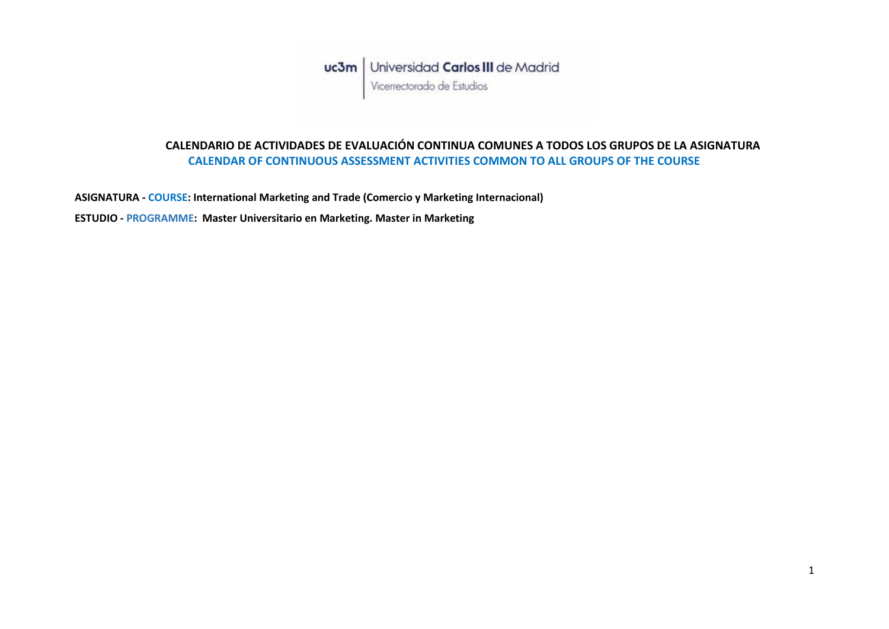uc3m | Universidad Carlos III de Madrid
Vicerrectorado de Estudios

## CALENDARIO DE ACTIVIDADES DE EVALUACIÓN CONTINUA COMUNES A TODOS LOS GRUPOS DE LA ASIGNATURA
## CALENDAR OF CONTINUOUS ASSESSMENT ACTIVITIES COMMON TO ALL GROUPS OF THE COURSE

**ASIGNATURA - COURSE: International Marketing and Trade (Comercio y Marketing Internacional)**

**ESTUDIO - PROGRAMME: Master Universitario en Marketing. Master in Marketing**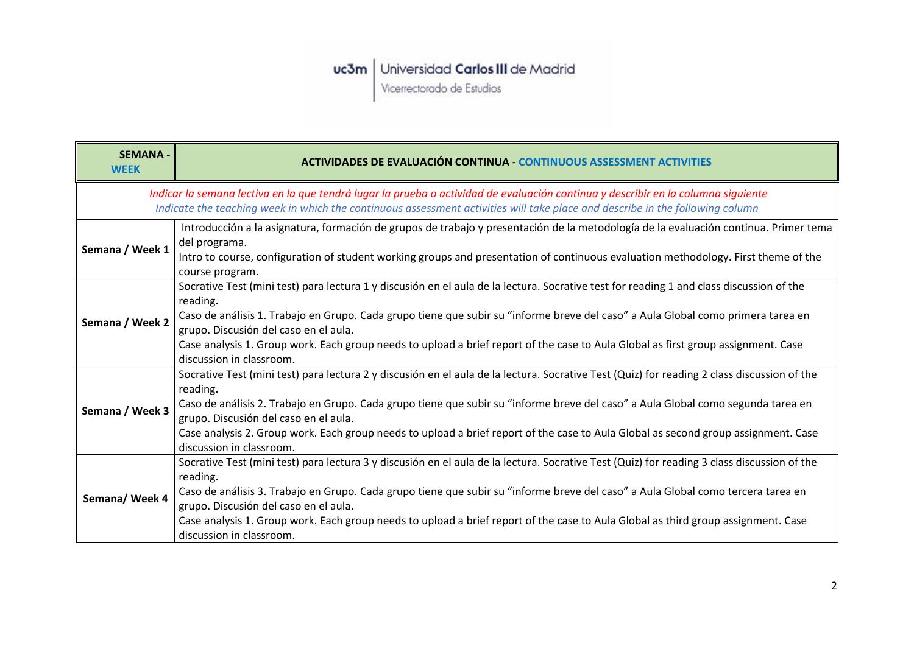| **SEMANA - WEEK** | **ACTIVIDADES DE EVALUACIÓN CONTINUA - CONTINUOUS ASSESSMENT ACTIVITIES** |
|---|---|
| *Indicar la semana lectiva en la que tendrá lugar la prueba o actividad de evaluación continua y describir en la columna siguiente*<br>*Indicate the teaching week in which the continuous assessment activities will take place and describe in the following column* | |
| **Semana / Week 1** | Introducción a la asignatura, formación de grupos de trabajo y presentación de la metodología de la evaluación continua. Primer tema del programa.<br>Intro to course, configuration of student working groups and presentation of continuous evaluation methodology. First theme of the course program. |
| **Semana / Week 2** | Socrative Test (mini test) para lectura 1 y discusión en el aula de la lectura. Socrative test for reading 1 and class discussion of the reading.<br>Caso de análisis 1. Trabajo en Grupo. Cada grupo tiene que subir su "informe breve del caso" a Aula Global como primera tarea en grupo. Discusión del caso en el aula.<br>Case analysis 1. Group work. Each group needs to upload a brief report of the case to Aula Global as first group assignment. Case discussion in classroom. |
| **Semana / Week 3** | Socrative Test (mini test) para lectura 2 y discusión en el aula de la lectura. Socrative Test (Quiz) for reading 2 class discussion of the reading.<br>Caso de análisis 2. Trabajo en Grupo. Cada grupo tiene que subir su "informe breve del caso" a Aula Global como segunda tarea en grupo. Discusión del caso en el aula.<br>Case analysis 2. Group work. Each group needs to upload a brief report of the case to Aula Global as second group assignment. Case discussion in classroom. |
| **Semana/ Week 4** | Socrative Test (mini test) para lectura 3 y discusión en el aula de la lectura. Socrative Test (Quiz) for reading 3 class discussion of the reading.<br>Caso de análisis 3. Trabajo en Grupo. Cada grupo tiene que subir su "informe breve del caso" a Aula Global como tercera tarea en grupo. Discusión del caso en el aula.<br>Case analysis 1. Group work. Each group needs to upload a brief report of the case to Aula Global as third group assignment. Case discussion in classroom. |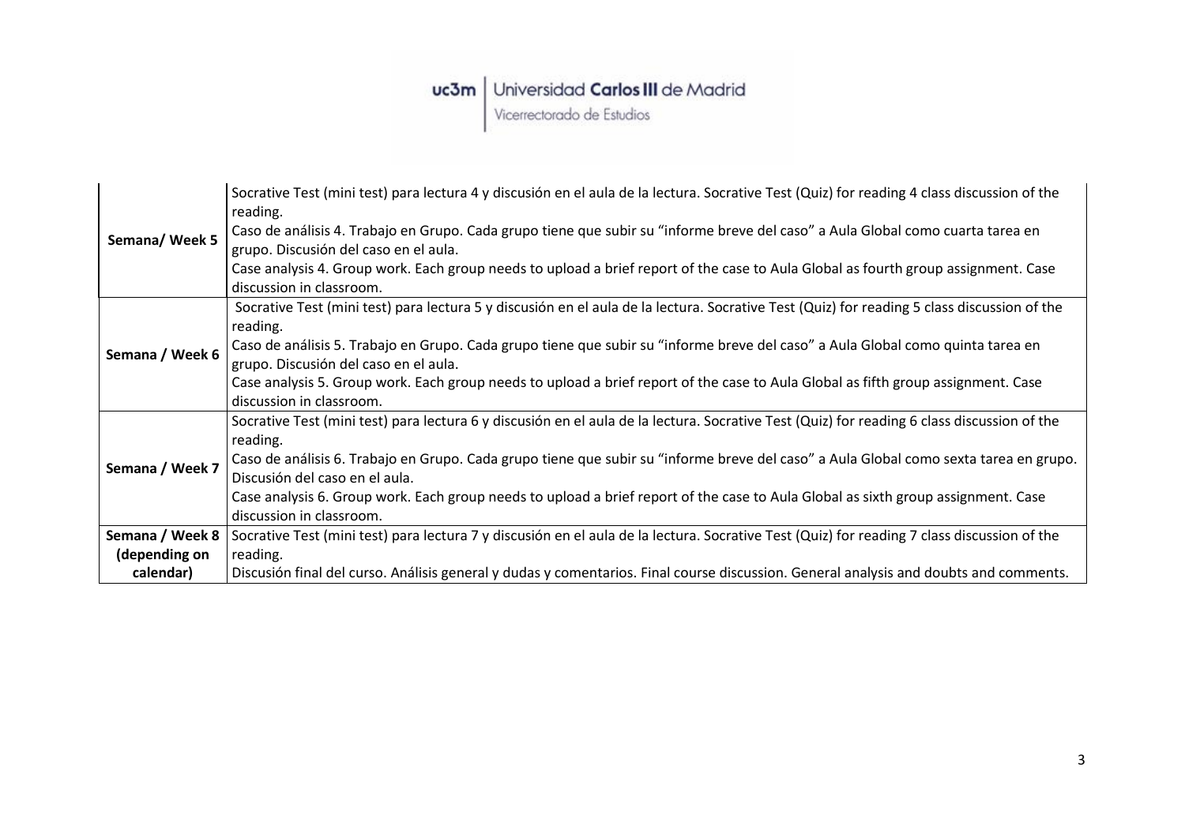| | |
|---|---|
| **Semana/ Week 5** | Socrative Test (mini test) para lectura 4 y discusión en el aula de la lectura. Socrative Test (Quiz) for reading 4 class discussion of the reading.<br>Caso de análisis 4. Trabajo en Grupo. Cada grupo tiene que subir su "informe breve del caso" a Aula Global como cuarta tarea en grupo. Discusión del caso en el aula.<br>Case analysis 4. Group work. Each group needs to upload a brief report of the case to Aula Global as fourth group assignment. Case discussion in classroom. |
| **Semana / Week 6** | Socrative Test (mini test) para lectura 5 y discusión en el aula de la lectura. Socrative Test (Quiz) for reading 5 class discussion of the reading.<br>Caso de análisis 5. Trabajo en Grupo. Cada grupo tiene que subir su "informe breve del caso" a Aula Global como quinta tarea en grupo. Discusión del caso en el aula.<br>Case analysis 5. Group work. Each group needs to upload a brief report of the case to Aula Global as fifth group assignment. Case discussion in classroom. |
| **Semana / Week 7** | Socrative Test (mini test) para lectura 6 y discusión en el aula de la lectura. Socrative Test (Quiz) for reading 6 class discussion of the reading.<br>Caso de análisis 6. Trabajo en Grupo. Cada grupo tiene que subir su "informe breve del caso" a Aula Global como sexta tarea en grupo. Discusión del caso en el aula.<br>Case analysis 6. Group work. Each group needs to upload a brief report of the case to Aula Global as sixth group assignment. Case discussion in classroom. |
| **Semana / Week 8 (depending on calendar)** | Socrative Test (mini test) para lectura 7 y discusión en el aula de la lectura. Socrative Test (Quiz) for reading 7 class discussion of the reading.<br>Discusión final del curso. Análisis general y dudas y comentarios. Final course discussion. General analysis and doubts and comments. |